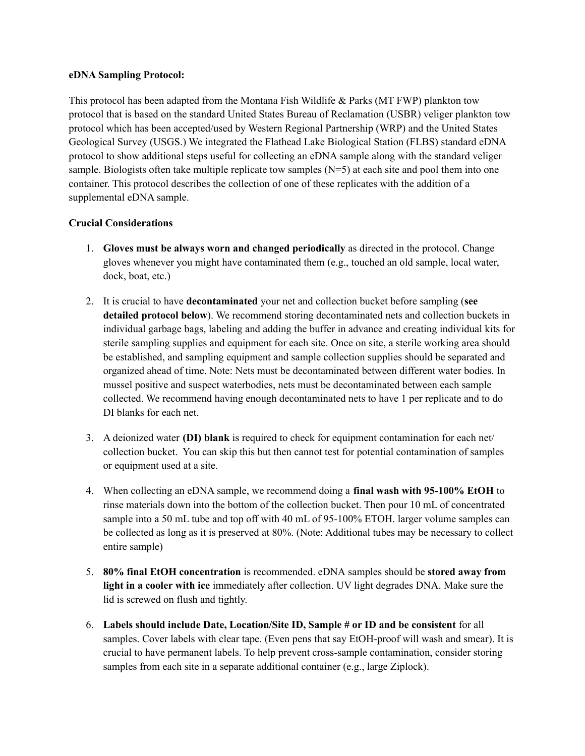**eDNA Sampling Protocol:**

This protocol has been adapted from the Montana Fish Wildlife & Parks (MT FWP) plankton tow protocol that is based on the standard United States Bureau of Reclamation (USBR) veliger plankton tow protocol which has been accepted/used by Western Regional Partnership (WRP) and the United States Geological Survey (USGS.) We integrated the Flathead Lake Biological Station (FLBS) standard eDNA protocol to show additional steps useful for collecting an eDNA sample along with the standard veliger sample. Biologists often take multiple replicate tow samples (N=5) at each site and pool them into one container. This protocol describes the collection of one of these replicates with the addition of a supplemental eDNA sample.

**Crucial Considerations**

1. **Gloves must be always worn and changed periodically** as directed in the protocol. Change gloves whenever you might have contaminated them (e.g., touched an old sample, local water, dock, boat, etc.)

2. It is crucial to have **decontaminated** your net and collection bucket before sampling (**see detailed protocol below**). We recommend storing decontaminated nets and collection buckets in individual garbage bags, labeling and adding the buffer in advance and creating individual kits for sterile sampling supplies and equipment for each site. Once on site, a sterile working area should be established, and sampling equipment and sample collection supplies should be separated and organized ahead of time. Note: Nets must be decontaminated between different water bodies. In mussel positive and suspect waterbodies, nets must be decontaminated between each sample collected. We recommend having enough decontaminated nets to have 1 per replicate and to do DI blanks for each net.

3. A deionized water **(DI) blank** is required to check for equipment contamination for each net/ collection bucket. You can skip this but then cannot test for potential contamination of samples or equipment used at a site.

4. When collecting an eDNA sample, we recommend doing a **final wash with 95-100% EtOH** to rinse materials down into the bottom of the collection bucket. Then pour 10 mL of concentrated sample into a 50 mL tube and top off with 40 mL of 95-100% ETOH. larger volume samples can be collected as long as it is preserved at 80%. (Note: Additional tubes may be necessary to collect entire sample)

5. **80% final EtOH concentration** is recommended. eDNA samples should be **stored away from light in a cooler with ice** immediately after collection. UV light degrades DNA. Make sure the lid is screwed on flush and tightly.

6. **Labels should include Date, Location/Site ID, Sample # or ID and be consistent** for all samples. Cover labels with clear tape. (Even pens that say EtOH-proof will wash and smear). It is crucial to have permanent labels. To help prevent cross-sample contamination, consider storing samples from each site in a separate additional container (e.g., large Ziplock).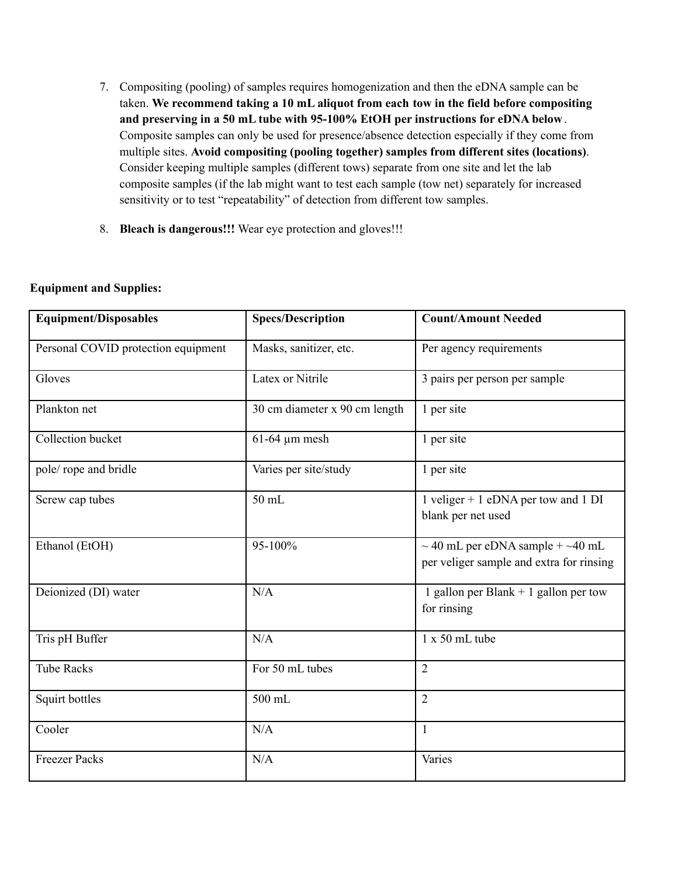7. Compositing (pooling) of samples requires homogenization and then the eDNA sample can be taken. **We recommend taking a 10 mL aliquot from each tow in the field before compositing and preserving in a 50 mL tube with 95-100% EtOH per instructions for eDNA below**. Composite samples can only be used for presence/absence detection especially if they come from multiple sites. **Avoid compositing (pooling together) samples from different sites (locations)**. Consider keeping multiple samples (different tows) separate from one site and let the lab composite samples (if the lab might want to test each sample (tow net) separately for increased sensitivity or to test "repeatability" of detection from different tow samples.

8. **Bleach is dangerous!!!** Wear eye protection and gloves!!!

**Equipment and Supplies:**

| Equipment/Disposables | Specs/Description | Count/Amount Needed |
| --- | --- | --- |
| Personal COVID protection equipment | Masks, sanitizer, etc. | Per agency requirements |
| Gloves | Latex or Nitrile | 3 pairs per person per sample |
| Plankton net | 30 cm diameter x 90 cm length | 1 per site |
| Collection bucket | 61-64 µm mesh | 1 per site |
| pole/ rope and bridle | Varies per site/study | 1 per site |
| Screw cap tubes | 50 mL | 1 veliger + 1 eDNA per tow and 1 DI blank per net used |
| Ethanol (EtOH) | 95-100% | ~ 40 mL per eDNA sample + ~40 mL per veliger sample and extra for rinsing |
| Deionized (DI) water | N/A | 1 gallon per Blank + 1 gallon per tow for rinsing |
| Tris pH Buffer | N/A | 1 x 50 mL tube |
| Tube Racks | For 50 mL tubes | 2 |
| Squirt bottles | 500 mL | 2 |
| Cooler | N/A | 1 |
| Freezer Packs | N/A | Varies |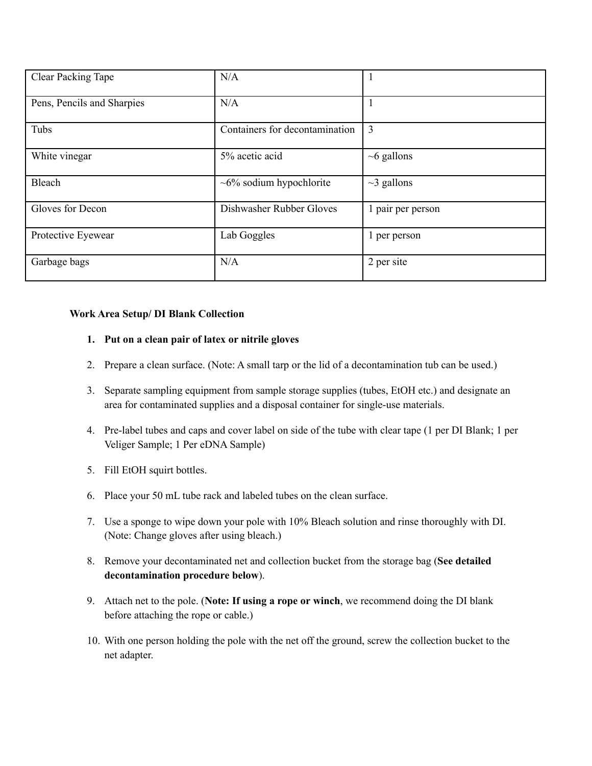| Clear Packing Tape | N/A | 1 |
| --- | --- | --- |
| Pens, Pencils and Sharpies | N/A | 1 |
| Tubs | Containers for decontamination | 3 |
| White vinegar | 5% acetic acid | ~6 gallons |
| Bleach | ~6% sodium hypochlorite | ~3 gallons |
| Gloves for Decon | Dishwasher Rubber Gloves | 1 pair per person |
| Protective Eyewear | Lab Goggles | 1 per person |
| Garbage bags | N/A | 2 per site |

**Work Area Setup/ DI Blank Collection**

1. **Put on a clean pair of latex or nitrile gloves**
2. Prepare a clean surface. (Note: A small tarp or the lid of a decontamination tub can be used.)
3. Separate sampling equipment from sample storage supplies (tubes, EtOH etc.) and designate an area for contaminated supplies and a disposal container for single-use materials.
4. Pre-label tubes and caps and cover label on side of the tube with clear tape (1 per DI Blank; 1 per Veliger Sample; 1 Per eDNA Sample)
5. Fill EtOH squirt bottles.
6. Place your 50 mL tube rack and labeled tubes on the clean surface.
7. Use a sponge to wipe down your pole with 10% Bleach solution and rinse thoroughly with DI. (Note: Change gloves after using bleach.)
8. Remove your decontaminated net and collection bucket from the storage bag (**See detailed decontamination procedure below**).
9. Attach net to the pole. (**Note: If using a rope or winch**, we recommend doing the DI blank before attaching the rope or cable.)
10. With one person holding the pole with the net off the ground, screw the collection bucket to the net adapter.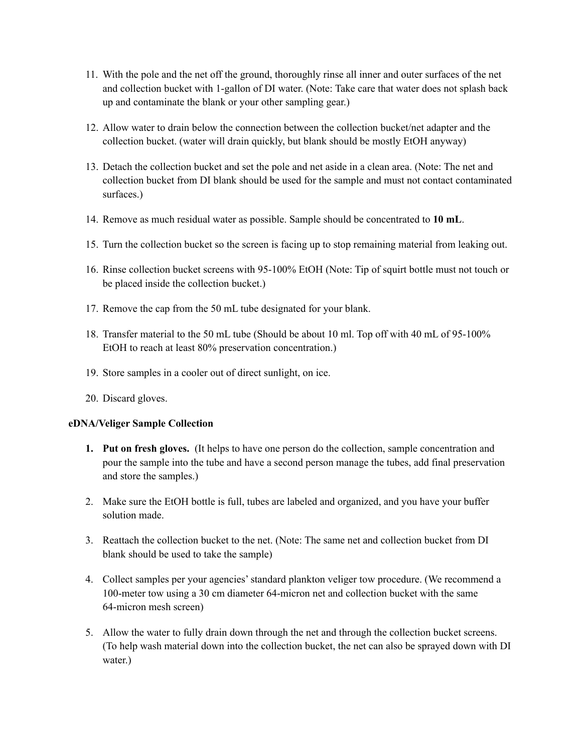11. With the pole and the net off the ground, thoroughly rinse all inner and outer surfaces of the net and collection bucket with 1-gallon of DI water. (Note: Take care that water does not splash back up and contaminate the blank or your other sampling gear.)

12. Allow water to drain below the connection between the collection bucket/net adapter and the collection bucket. (water will drain quickly, but blank should be mostly EtOH anyway)

13. Detach the collection bucket and set the pole and net aside in a clean area. (Note: The net and collection bucket from DI blank should be used for the sample and must not contact contaminated surfaces.)

14. Remove as much residual water as possible. Sample should be concentrated to **10 mL**.

15. Turn the collection bucket so the screen is facing up to stop remaining material from leaking out.

16. Rinse collection bucket screens with 95-100% EtOH (Note: Tip of squirt bottle must not touch or be placed inside the collection bucket.)

17. Remove the cap from the 50 mL tube designated for your blank.

18. Transfer material to the 50 mL tube (Should be about 10 ml. Top off with 40 mL of 95-100% EtOH to reach at least 80% preservation concentration.)

19. Store samples in a cooler out of direct sunlight, on ice.

20. Discard gloves.

**eDNA/Veliger Sample Collection**

1. **Put on fresh gloves.** (It helps to have one person do the collection, sample concentration and pour the sample into the tube and have a second person manage the tubes, add final preservation and store the samples.)

2. Make sure the EtOH bottle is full, tubes are labeled and organized, and you have your buffer solution made.

3. Reattach the collection bucket to the net. (Note: The same net and collection bucket from DI blank should be used to take the sample)

4. Collect samples per your agencies' standard plankton veliger tow procedure. (We recommend a 100-meter tow using a 30 cm diameter 64-micron net and collection bucket with the same 64-micron mesh screen)

5. Allow the water to fully drain down through the net and through the collection bucket screens. (To help wash material down into the collection bucket, the net can also be sprayed down with DI water.)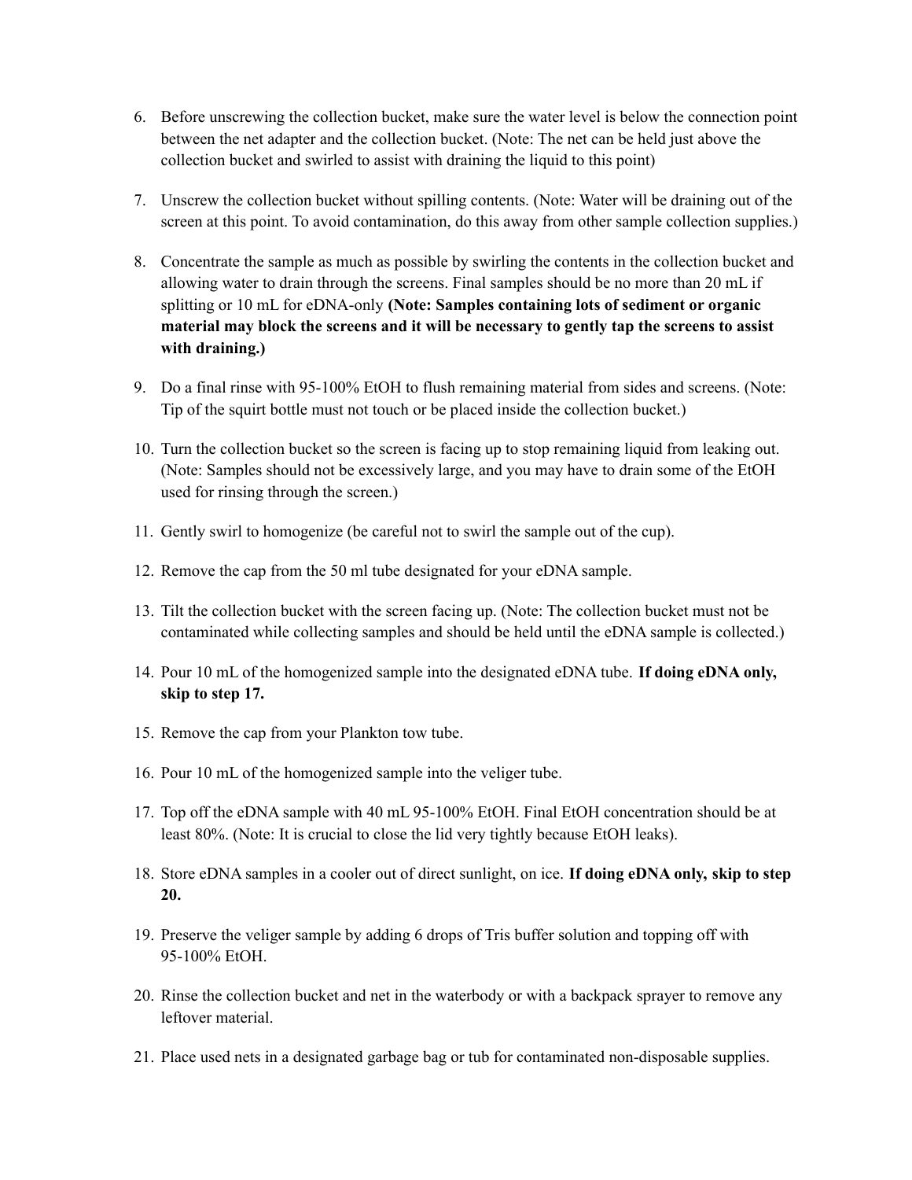6. Before unscrewing the collection bucket, make sure the water level is below the connection point between the net adapter and the collection bucket. (Note: The net can be held just above the collection bucket and swirled to assist with draining the liquid to this point)

7. Unscrew the collection bucket without spilling contents. (Note: Water will be draining out of the screen at this point. To avoid contamination, do this away from other sample collection supplies.)

8. Concentrate the sample as much as possible by swirling the contents in the collection bucket and allowing water to drain through the screens. Final samples should be no more than 20 mL if splitting or 10 mL for eDNA-only **(Note: Samples containing lots of sediment or organic material may block the screens and it will be necessary to gently tap the screens to assist with draining.)**

9. Do a final rinse with 95-100% EtOH to flush remaining material from sides and screens. (Note: Tip of the squirt bottle must not touch or be placed inside the collection bucket.)

10. Turn the collection bucket so the screen is facing up to stop remaining liquid from leaking out. (Note: Samples should not be excessively large, and you may have to drain some of the EtOH used for rinsing through the screen.)

11. Gently swirl to homogenize (be careful not to swirl the sample out of the cup).

12. Remove the cap from the 50 ml tube designated for your eDNA sample.

13. Tilt the collection bucket with the screen facing up. (Note: The collection bucket must not be contaminated while collecting samples and should be held until the eDNA sample is collected.)

14. Pour 10 mL of the homogenized sample into the designated eDNA tube. **If doing eDNA only, skip to step 17.**

15. Remove the cap from your Plankton tow tube.

16. Pour 10 mL of the homogenized sample into the veliger tube.

17. Top off the eDNA sample with 40 mL 95-100% EtOH. Final EtOH concentration should be at least 80%. (Note: It is crucial to close the lid very tightly because EtOH leaks).

18. Store eDNA samples in a cooler out of direct sunlight, on ice. **If doing eDNA only, skip to step 20.**

19. Preserve the veliger sample by adding 6 drops of Tris buffer solution and topping off with 95-100% EtOH.

20. Rinse the collection bucket and net in the waterbody or with a backpack sprayer to remove any leftover material.

21. Place used nets in a designated garbage bag or tub for contaminated non-disposable supplies.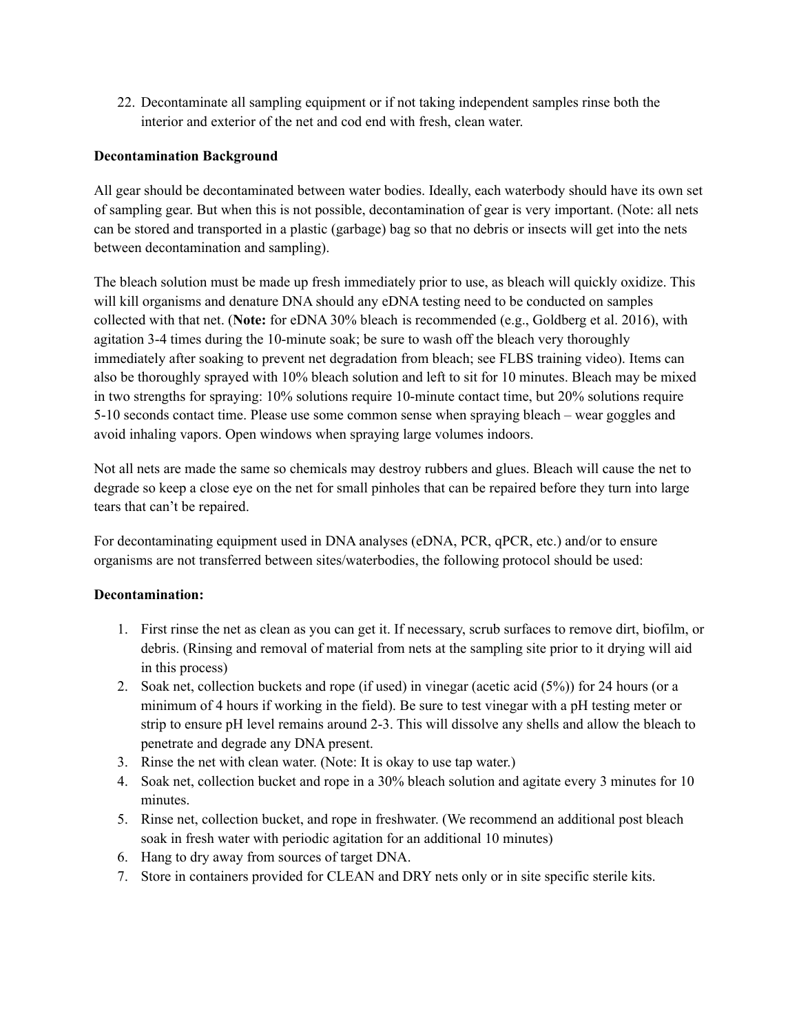22. Decontaminate all sampling equipment or if not taking independent samples rinse both the interior and exterior of the net and cod end with fresh, clean water.

**Decontamination Background**

All gear should be decontaminated between water bodies. Ideally, each waterbody should have its own set of sampling gear. But when this is not possible, decontamination of gear is very important. (Note: all nets can be stored and transported in a plastic (garbage) bag so that no debris or insects will get into the nets between decontamination and sampling).

The bleach solution must be made up fresh immediately prior to use, as bleach will quickly oxidize. This will kill organisms and denature DNA should any eDNA testing need to be conducted on samples collected with that net. (**Note:** for eDNA 30% bleach is recommended (e.g., Goldberg et al. 2016), with agitation 3-4 times during the 10-minute soak; be sure to wash off the bleach very thoroughly immediately after soaking to prevent net degradation from bleach; see FLBS training video). Items can also be thoroughly sprayed with 10% bleach solution and left to sit for 10 minutes. Bleach may be mixed in two strengths for spraying: 10% solutions require 10-minute contact time, but 20% solutions require 5-10 seconds contact time. Please use some common sense when spraying bleach – wear goggles and avoid inhaling vapors. Open windows when spraying large volumes indoors.

Not all nets are made the same so chemicals may destroy rubbers and glues. Bleach will cause the net to degrade so keep a close eye on the net for small pinholes that can be repaired before they turn into large tears that can't be repaired.

For decontaminating equipment used in DNA analyses (eDNA, PCR, qPCR, etc.) and/or to ensure organisms are not transferred between sites/waterbodies, the following protocol should be used:

**Decontamination:**

1. First rinse the net as clean as you can get it. If necessary, scrub surfaces to remove dirt, biofilm, or debris. (Rinsing and removal of material from nets at the sampling site prior to it drying will aid in this process)
2. Soak net, collection buckets and rope (if used) in vinegar (acetic acid (5%)) for 24 hours (or a minimum of 4 hours if working in the field). Be sure to test vinegar with a pH testing meter or strip to ensure pH level remains around 2-3. This will dissolve any shells and allow the bleach to penetrate and degrade any DNA present.
3. Rinse the net with clean water. (Note: It is okay to use tap water.)
4. Soak net, collection bucket and rope in a 30% bleach solution and agitate every 3 minutes for 10 minutes.
5. Rinse net, collection bucket, and rope in freshwater. (We recommend an additional post bleach soak in fresh water with periodic agitation for an additional 10 minutes)
6. Hang to dry away from sources of target DNA.
7. Store in containers provided for CLEAN and DRY nets only or in site specific sterile kits.